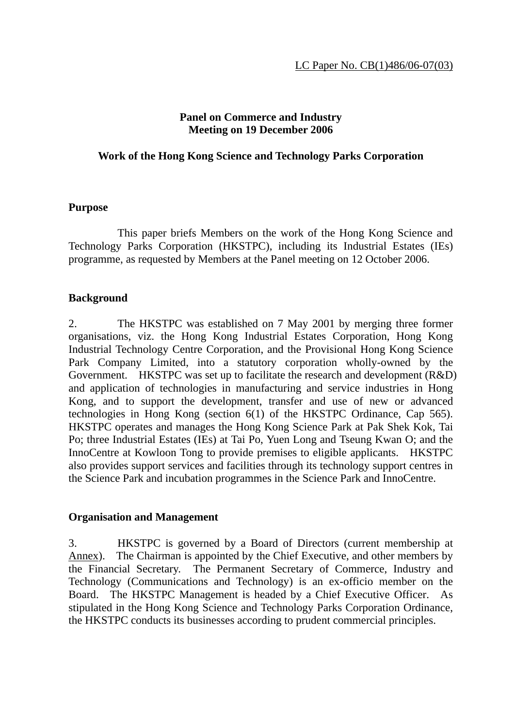LC Paper No. CB(1)486/06-07(03)

**Panel on Commerce and Industry**
**Meeting on 19 December 2006**

**Work of the Hong Kong Science and Technology Parks Corporation**

## Purpose

This paper briefs Members on the work of the Hong Kong Science and Technology Parks Corporation (HKSTPC), including its Industrial Estates (IEs) programme, as requested by Members at the Panel meeting on 12 October 2006.

## Background

2. The HKSTPC was established on 7 May 2001 by merging three former organisations, viz. the Hong Kong Industrial Estates Corporation, Hong Kong Industrial Technology Centre Corporation, and the Provisional Hong Kong Science Park Company Limited, into a statutory corporation wholly-owned by the Government. HKSTPC was set up to facilitate the research and development (R&D) and application of technologies in manufacturing and service industries in Hong Kong, and to support the development, transfer and use of new or advanced technologies in Hong Kong (section 6(1) of the HKSTPC Ordinance, Cap 565). HKSTPC operates and manages the Hong Kong Science Park at Pak Shek Kok, Tai Po; three Industrial Estates (IEs) at Tai Po, Yuen Long and Tseung Kwan O; and the InnoCentre at Kowloon Tong to provide premises to eligible applicants. HKSTPC also provides support services and facilities through its technology support centres in the Science Park and incubation programmes in the Science Park and InnoCentre.

## Organisation and Management

3. HKSTPC is governed by a Board of Directors (current membership at Annex). The Chairman is appointed by the Chief Executive, and other members by the Financial Secretary. The Permanent Secretary of Commerce, Industry and Technology (Communications and Technology) is an ex-officio member on the Board. The HKSTPC Management is headed by a Chief Executive Officer. As stipulated in the Hong Kong Science and Technology Parks Corporation Ordinance, the HKSTPC conducts its businesses according to prudent commercial principles.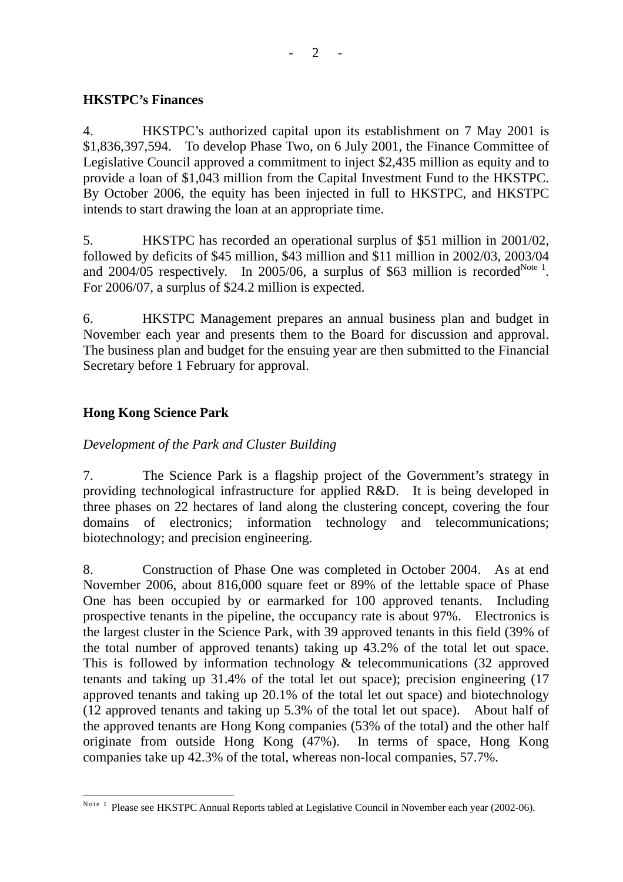**HKSTPC's Finances**

4. HKSTPC's authorized capital upon its establishment on 7 May 2001 is $1,836,397,594. To develop Phase Two, on 6 July 2001, the Finance Committee of Legislative Council approved a commitment to inject $2,435 million as equity and to provide a loan of $1,043 million from the Capital Investment Fund to the HKSTPC. By October 2006, the equity has been injected in full to HKSTPC, and HKSTPC intends to start drawing the loan at an appropriate time.

5. HKSTPC has recorded an operational surplus of $51 million in 2001/02, followed by deficits of $45 million, $43 million and $11 million in 2002/03, 2003/04 and 2004/05 respectively. In 2005/06, a surplus of $63 million is recorded[Note 1]. For 2006/07, a surplus of $24.2 million is expected.

6. HKSTPC Management prepares an annual business plan and budget in November each year and presents them to the Board for discussion and approval. The business plan and budget for the ensuing year are then submitted to the Financial Secretary before 1 February for approval.

**Hong Kong Science Park**

*Development of the Park and Cluster Building*

7. The Science Park is a flagship project of the Government's strategy in providing technological infrastructure for applied R&D. It is being developed in three phases on 22 hectares of land along the clustering concept, covering the four domains of electronics; information technology and telecommunications; biotechnology; and precision engineering.

8. Construction of Phase One was completed in October 2004. As at end November 2006, about 816,000 square feet or 89% of the lettable space of Phase One has been occupied by or earmarked for 100 approved tenants. Including prospective tenants in the pipeline, the occupancy rate is about 97%. Electronics is the largest cluster in the Science Park, with 39 approved tenants in this field (39% of the total number of approved tenants) taking up 43.2% of the total let out space. This is followed by information technology & telecommunications (32 approved tenants and taking up 31.4% of the total let out space); precision engineering (17 approved tenants and taking up 20.1% of the total let out space) and biotechnology (12 approved tenants and taking up 5.3% of the total let out space). About half of the approved tenants are Hong Kong companies (53% of the total) and the other half originate from outside Hong Kong (47%). In terms of space, Hong Kong companies take up 42.3% of the total, whereas non-local companies, 57.7%.

---

[Note 1] Please see HKSTPC Annual Reports tabled at Legislative Council in November each year (2002-06).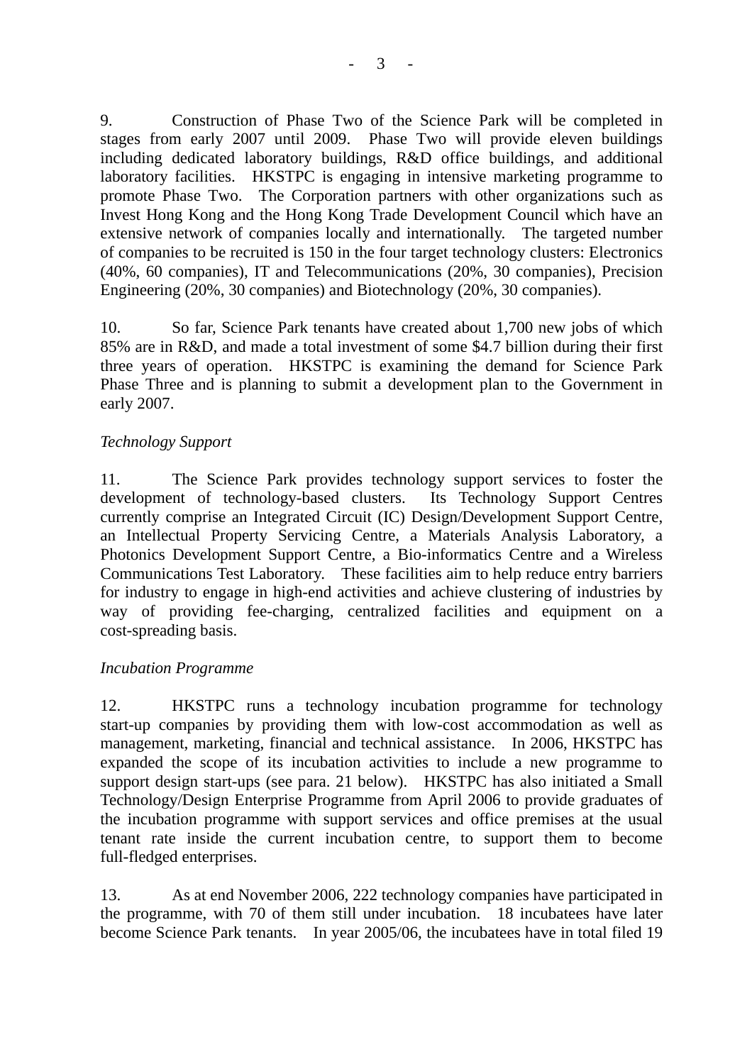9. Construction of Phase Two of the Science Park will be completed in stages from early 2007 until 2009. Phase Two will provide eleven buildings including dedicated laboratory buildings, R&D office buildings, and additional laboratory facilities. HKSTPC is engaging in intensive marketing programme to promote Phase Two. The Corporation partners with other organizations such as Invest Hong Kong and the Hong Kong Trade Development Council which have an extensive network of companies locally and internationally. The targeted number of companies to be recruited is 150 in the four target technology clusters: Electronics (40%, 60 companies), IT and Telecommunications (20%, 30 companies), Precision Engineering (20%, 30 companies) and Biotechnology (20%, 30 companies).

10. So far, Science Park tenants have created about 1,700 new jobs of which 85% are in R&D, and made a total investment of some $4.7 billion during their first three years of operation. HKSTPC is examining the demand for Science Park Phase Three and is planning to submit a development plan to the Government in early 2007.

*Technology Support*

11. The Science Park provides technology support services to foster the development of technology-based clusters. Its Technology Support Centres currently comprise an Integrated Circuit (IC) Design/Development Support Centre, an Intellectual Property Servicing Centre, a Materials Analysis Laboratory, a Photonics Development Support Centre, a Bio-informatics Centre and a Wireless Communications Test Laboratory. These facilities aim to help reduce entry barriers for industry to engage in high-end activities and achieve clustering of industries by way of providing fee-charging, centralized facilities and equipment on a cost-spreading basis.

*Incubation Programme*

12. HKSTPC runs a technology incubation programme for technology start-up companies by providing them with low-cost accommodation as well as management, marketing, financial and technical assistance. In 2006, HKSTPC has expanded the scope of its incubation activities to include a new programme to support design start-ups (see para. 21 below). HKSTPC has also initiated a Small Technology/Design Enterprise Programme from April 2006 to provide graduates of the incubation programme with support services and office premises at the usual tenant rate inside the current incubation centre, to support them to become full-fledged enterprises.

13. As at end November 2006, 222 technology companies have participated in the programme, with 70 of them still under incubation. 18 incubatees have later become Science Park tenants. In year 2005/06, the incubatees have in total filed 19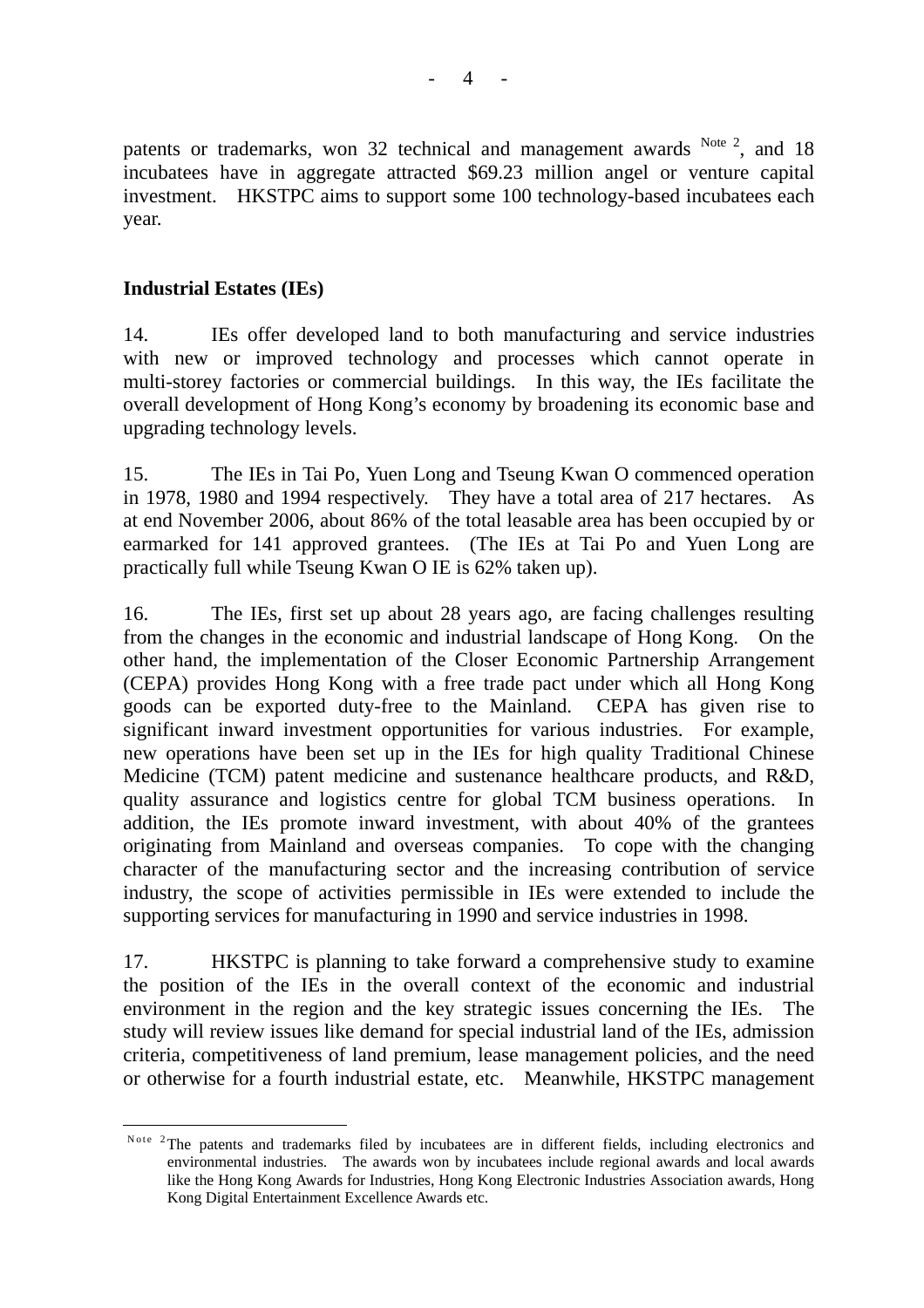patents or trademarks, won 32 technical and management awards [Note 2], and 18 incubatees have in aggregate attracted $69.23 million angel or venture capital investment. HKSTPC aims to support some 100 technology-based incubatees each year.

**Industrial Estates (IEs)**

14. IEs offer developed land to both manufacturing and service industries with new or improved technology and processes which cannot operate in multi-storey factories or commercial buildings. In this way, the IEs facilitate the overall development of Hong Kong's economy by broadening its economic base and upgrading technology levels.

15. The IEs in Tai Po, Yuen Long and Tseung Kwan O commenced operation in 1978, 1980 and 1994 respectively. They have a total area of 217 hectares. As at end November 2006, about 86% of the total leasable area has been occupied by or earmarked for 141 approved grantees. (The IEs at Tai Po and Yuen Long are practically full while Tseung Kwan O IE is 62% taken up).

16. The IEs, first set up about 28 years ago, are facing challenges resulting from the changes in the economic and industrial landscape of Hong Kong. On the other hand, the implementation of the Closer Economic Partnership Arrangement (CEPA) provides Hong Kong with a free trade pact under which all Hong Kong goods can be exported duty-free to the Mainland. CEPA has given rise to significant inward investment opportunities for various industries. For example, new operations have been set up in the IEs for high quality Traditional Chinese Medicine (TCM) patent medicine and sustenance healthcare products, and R&D, quality assurance and logistics centre for global TCM business operations. In addition, the IEs promote inward investment, with about 40% of the grantees originating from Mainland and overseas companies. To cope with the changing character of the manufacturing sector and the increasing contribution of service industry, the scope of activities permissible in IEs were extended to include the supporting services for manufacturing in 1990 and service industries in 1998.

17. HKSTPC is planning to take forward a comprehensive study to examine the position of the IEs in the overall context of the economic and industrial environment in the region and the key strategic issues concerning the IEs. The study will review issues like demand for special industrial land of the IEs, admission criteria, competitiveness of land premium, lease management policies, and the need or otherwise for a fourth industrial estate, etc. Meanwhile, HKSTPC management

---

[Note 2] The patents and trademarks filed by incubatees are in different fields, including electronics and environmental industries. The awards won by incubatees include regional awards and local awards like the Hong Kong Awards for Industries, Hong Kong Electronic Industries Association awards, Hong Kong Digital Entertainment Excellence Awards etc.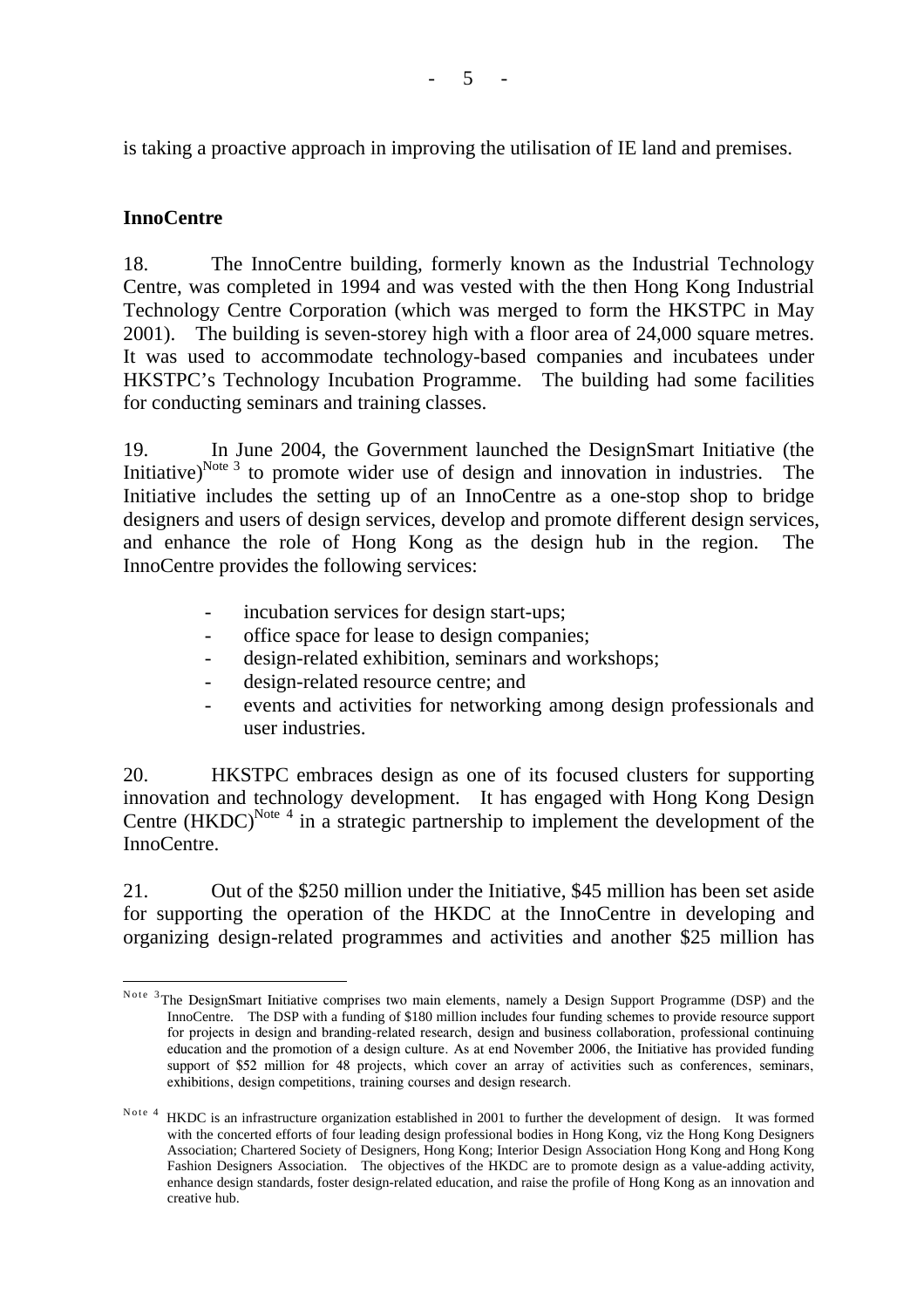is taking a proactive approach in improving the utilisation of IE land and premises.

**InnoCentre**

18. The InnoCentre building, formerly known as the Industrial Technology Centre, was completed in 1994 and was vested with the then Hong Kong Industrial Technology Centre Corporation (which was merged to form the HKSTPC in May 2001). The building is seven-storey high with a floor area of 24,000 square metres. It was used to accommodate technology-based companies and incubatees under HKSTPC's Technology Incubation Programme. The building had some facilities for conducting seminars and training classes.

19. In June 2004, the Government launched the DesignSmart Initiative (the Initiative)[Note 3] to promote wider use of design and innovation in industries. The Initiative includes the setting up of an InnoCentre as a one-stop shop to bridge designers and users of design services, develop and promote different design services, and enhance the role of Hong Kong as the design hub in the region. The InnoCentre provides the following services:

- incubation services for design start-ups;
- office space for lease to design companies;
- design-related exhibition, seminars and workshops;
- design-related resource centre; and
- events and activities for networking among design professionals and user industries.

20. HKSTPC embraces design as one of its focused clusters for supporting innovation and technology development. It has engaged with Hong Kong Design Centre (HKDC)[Note 4] in a strategic partnership to implement the development of the InnoCentre.

21. Out of the $250 million under the Initiative, $45 million has been set aside for supporting the operation of the HKDC at the InnoCentre in developing and organizing design-related programmes and activities and another $25 million has

---

Note 3 The DesignSmart Initiative comprises two main elements, namely a Design Support Programme (DSP) and the InnoCentre. The DSP with a funding of $180 million includes four funding schemes to provide resource support for projects in design and branding-related research, design and business collaboration, professional continuing education and the promotion of a design culture. As at end November 2006, the Initiative has provided funding support of $52 million for 48 projects, which cover an array of activities such as conferences, seminars, exhibitions, design competitions, training courses and design research.

Note 4 HKDC is an infrastructure organization established in 2001 to further the development of design. It was formed with the concerted efforts of four leading design professional bodies in Hong Kong, viz the Hong Kong Designers Association; Chartered Society of Designers, Hong Kong; Interior Design Association Hong Kong and Hong Kong Fashion Designers Association. The objectives of the HKDC are to promote design as a value-adding activity, enhance design standards, foster design-related education, and raise the profile of Hong Kong as an innovation and creative hub.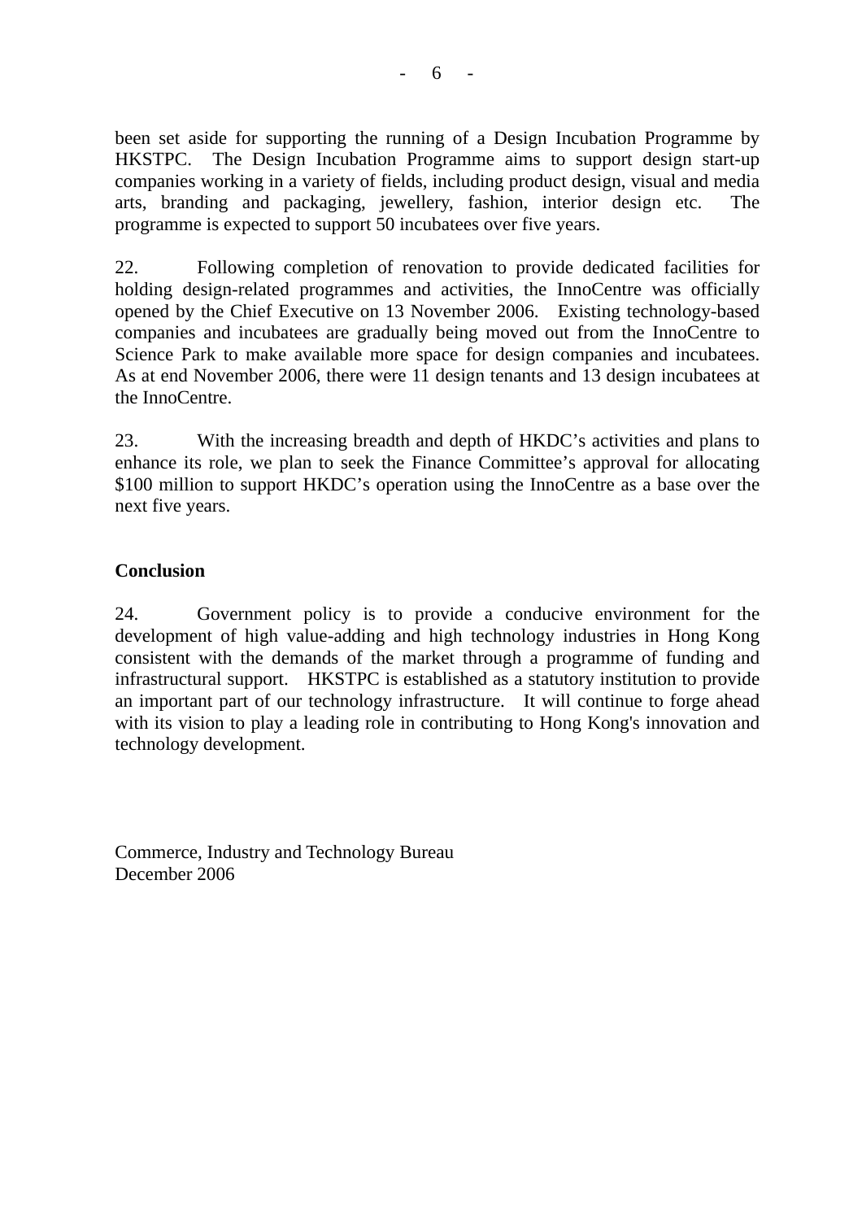been set aside for supporting the running of a Design Incubation Programme by HKSTPC. The Design Incubation Programme aims to support design start-up companies working in a variety of fields, including product design, visual and media arts, branding and packaging, jewellery, fashion, interior design etc. The programme is expected to support 50 incubatees over five years.

22. Following completion of renovation to provide dedicated facilities for holding design-related programmes and activities, the InnoCentre was officially opened by the Chief Executive on 13 November 2006. Existing technology-based companies and incubatees are gradually being moved out from the InnoCentre to Science Park to make available more space for design companies and incubatees. As at end November 2006, there were 11 design tenants and 13 design incubatees at the InnoCentre.

23. With the increasing breadth and depth of HKDC's activities and plans to enhance its role, we plan to seek the Finance Committee's approval for allocating $100 million to support HKDC's operation using the InnoCentre as a base over the next five years.

**Conclusion**

24. Government policy is to provide a conducive environment for the development of high value-adding and high technology industries in Hong Kong consistent with the demands of the market through a programme of funding and infrastructural support. HKSTPC is established as a statutory institution to provide an important part of our technology infrastructure. It will continue to forge ahead with its vision to play a leading role in contributing to Hong Kong's innovation and technology development.

Commerce, Industry and Technology Bureau
December 2006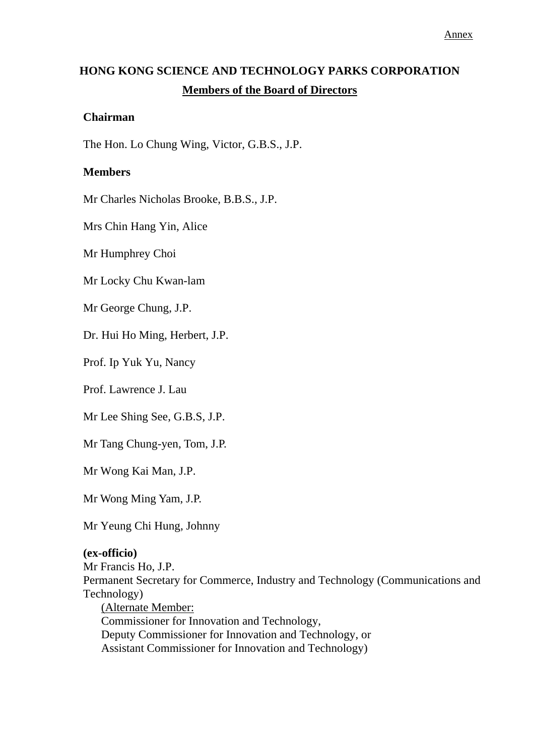Annex

# HONG KONG SCIENCE AND TECHNOLOGY PARKS CORPORATION

## Members of the Board of Directors

**Chairman**

The Hon. Lo Chung Wing, Victor, G.B.S., J.P.

**Members**

Mr Charles Nicholas Brooke, B.B.S., J.P.

Mrs Chin Hang Yin, Alice

Mr Humphrey Choi

Mr Locky Chu Kwan-lam

Mr George Chung, J.P.

Dr. Hui Ho Ming, Herbert, J.P.

Prof. Ip Yuk Yu, Nancy

Prof. Lawrence J. Lau

Mr Lee Shing See, G.B.S, J.P.

Mr Tang Chung-yen, Tom, J.P.

Mr Wong Kai Man, J.P.

Mr Wong Ming Yam, J.P.

Mr Yeung Chi Hung, Johnny

**(ex-officio)**
Mr Francis Ho, J.P.
Permanent Secretary for Commerce, Industry and Technology (Communications and Technology)
(Alternate Member:
Commissioner for Innovation and Technology,
Deputy Commissioner for Innovation and Technology, or
Assistant Commissioner for Innovation and Technology)